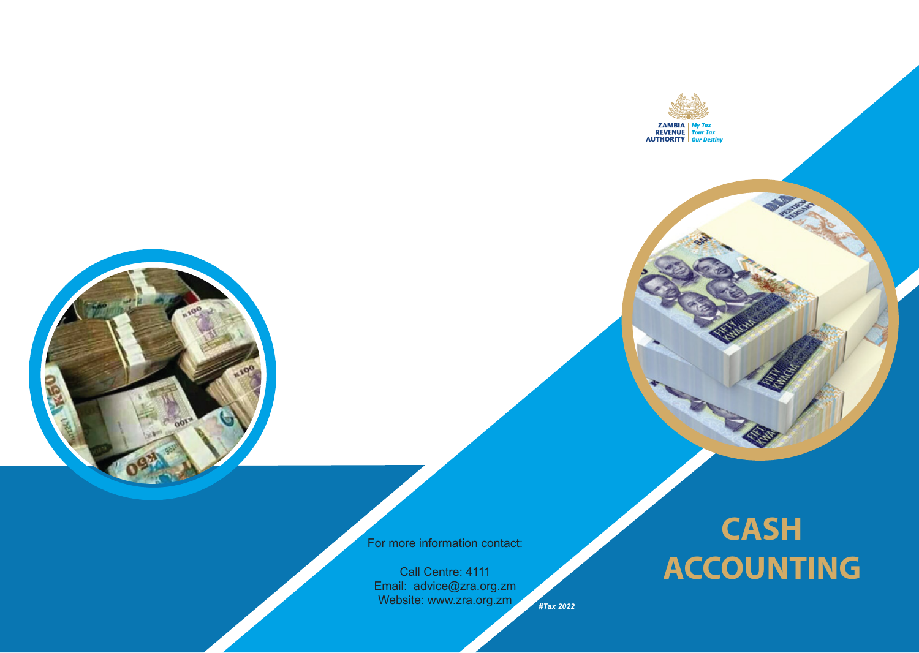ZAMBIA REVENUE AUTHORITY | *My Tax Your Tax Our Destiny*

# CASH ACCOUNTING

For more information contact:

Call Centre: 4111
Email: advice@zra.org.zm
Website: www.zra.org.zm

*#Tax 2022*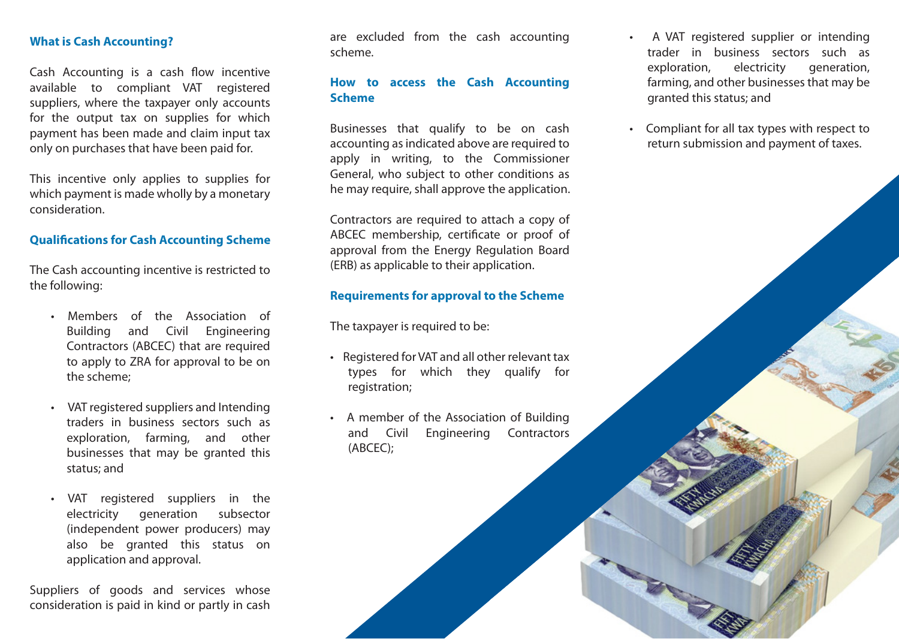## What is Cash Accounting?

Cash Accounting is a cash flow incentive available to compliant VAT registered suppliers, where the taxpayer only accounts for the output tax on supplies for which payment has been made and claim input tax only on purchases that have been paid for.

This incentive only applies to supplies for which payment is made wholly by a monetary consideration.

## Qualifications for Cash Accounting Scheme

The Cash accounting incentive is restricted to the following:

- Members of the Association of Building and Civil Engineering Contractors (ABCEC) that are required to apply to ZRA for approval to be on the scheme;
- VAT registered suppliers and Intending traders in business sectors such as exploration, farming, and other businesses that may be granted this status; and
- VAT registered suppliers in the electricity generation subsector (independent power producers) may also be granted this status on application and approval.

Suppliers of goods and services whose consideration is paid in kind or partly in cash are excluded from the cash accounting scheme.

## How to access the Cash Accounting Scheme

Businesses that qualify to be on cash accounting as indicated above are required to apply in writing, to the Commissioner General, who subject to other conditions as he may require, shall approve the application.

Contractors are required to attach a copy of ABCEC membership, certificate or proof of approval from the Energy Regulation Board (ERB) as applicable to their application.

## Requirements for approval to the Scheme

The taxpayer is required to be:

- Registered for VAT and all other relevant tax types for which they qualify for registration;
- A member of the Association of Building and Civil Engineering Contractors (ABCEC);
- A VAT registered supplier or intending trader in business sectors such as exploration, electricity generation, farming, and other businesses that may be granted this status; and
- Compliant for all tax types with respect to return submission and payment of taxes.